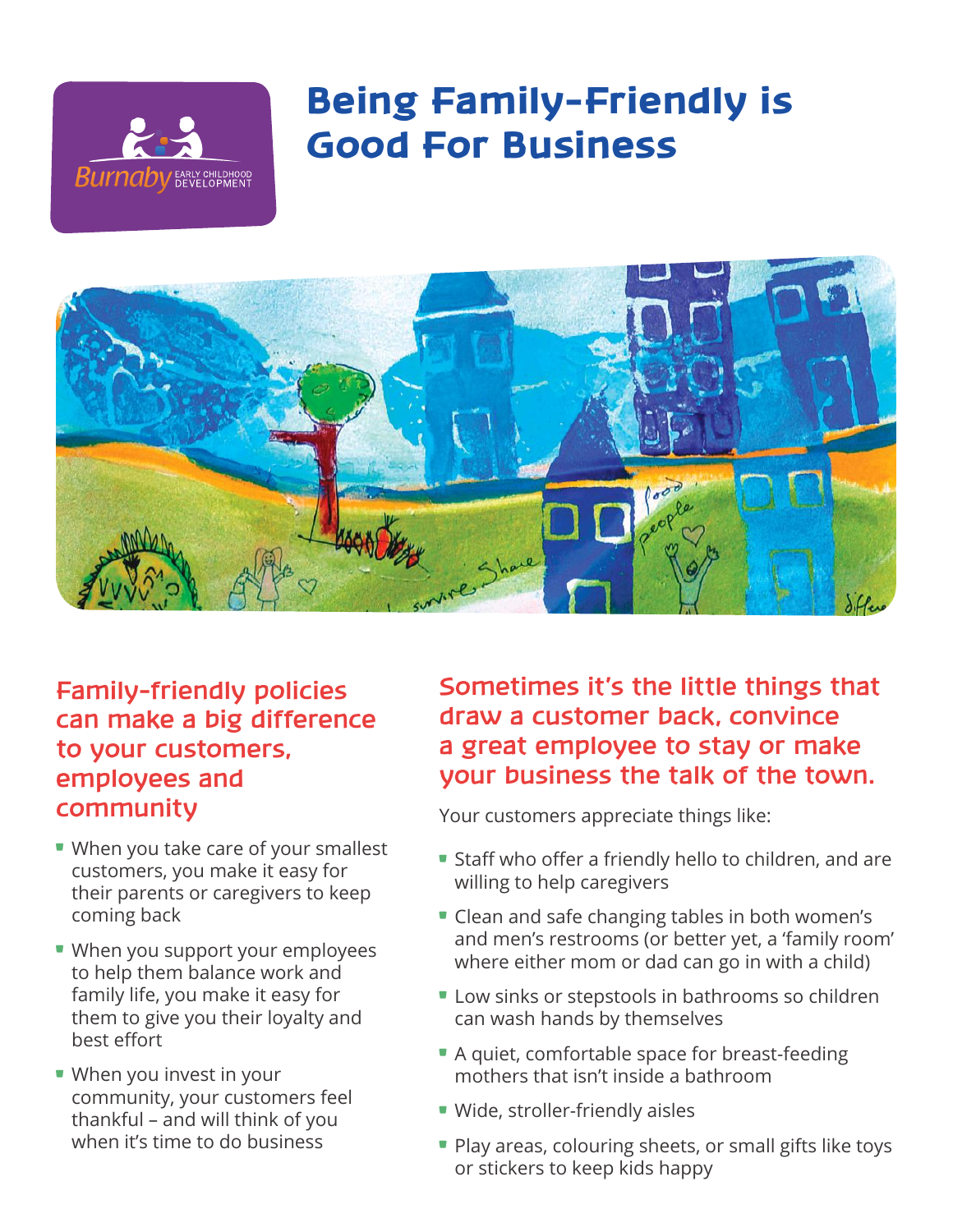Burnaby EARLY CHILDHOOD DEVELOPMENT

# Being Family-Friendly is Good For Business

## Family-friendly policies can make a big difference to your customers, employees and community

- When you take care of your smallest customers, you make it easy for their parents or caregivers to keep coming back
- When you support your employees to help them balance work and family life, you make it easy for them to give you their loyalty and best effort
- When you invest in your community, your customers feel thankful – and will think of you when it's time to do business

## Sometimes it's the little things that draw a customer back, convince a great employee to stay or make your business the talk of the town.

Your customers appreciate things like:

- Staff who offer a friendly hello to children, and are willing to help caregivers
- Clean and safe changing tables in both women's and men's restrooms (or better yet, a 'family room' where either mom or dad can go in with a child)
- Low sinks or stepstools in bathrooms so children can wash hands by themselves
- A quiet, comfortable space for breast-feeding mothers that isn't inside a bathroom
- Wide, stroller-friendly aisles
- Play areas, colouring sheets, or small gifts like toys or stickers to keep kids happy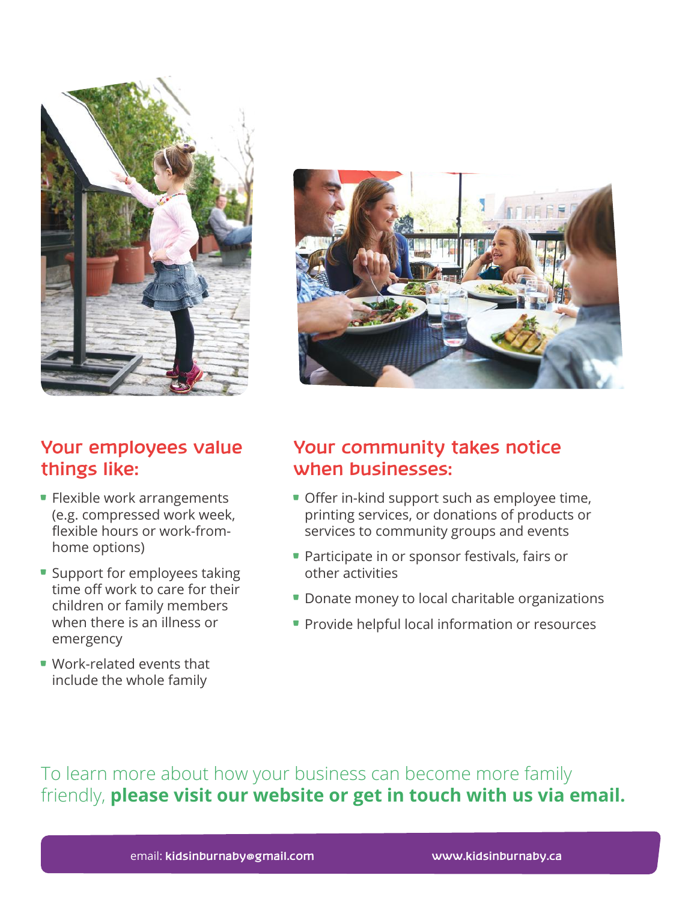## Your employees value things like:

- Flexible work arrangements (e.g. compressed work week, flexible hours or work-from-home options)
- Support for employees taking time off work to care for their children or family members when there is an illness or emergency
- Work-related events that include the whole family

## Your community takes notice when businesses:

- Offer in-kind support such as employee time, printing services, or donations of products or services to community groups and events
- Participate in or sponsor festivals, fairs or other activities
- Donate money to local charitable organizations
- Provide helpful local information or resources

To learn more about how your business can become more family friendly, **please visit our website or get in touch with us via email.**

email: **kidsinburnaby@gmail.com** **www.kidsinburnaby.ca**